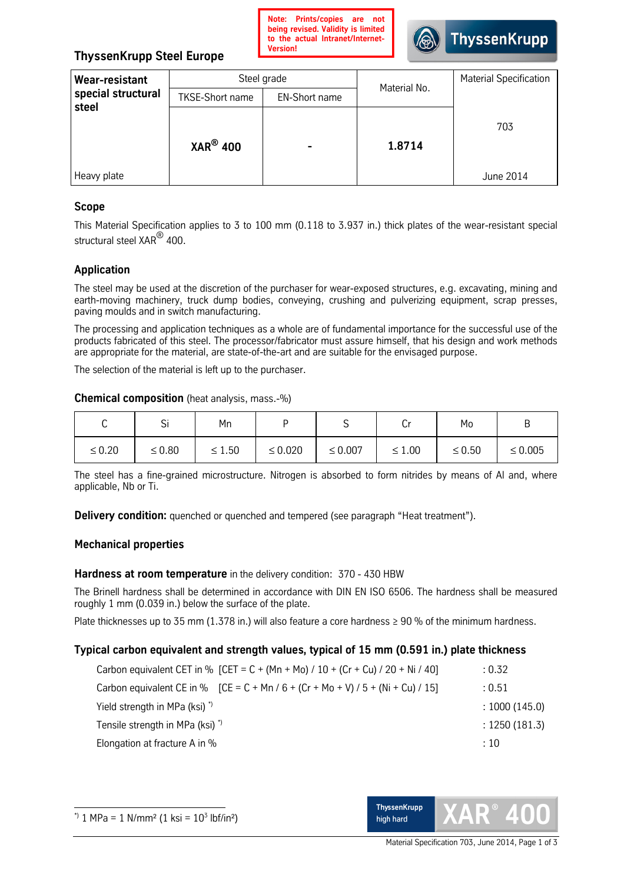**Note: Prints/copies are not being revised. Validity is limited to the actual Intranet/Internet-Version!**

ThyssenKrupp

## ThyssenKrupp Steel Europe

| **Wear-resistant special structural steel** | Steel grade | | Material No. | Material Specification |
|---|---|---|---|---|
| | TKSE-Short name | EN-Short name | | |
| Heavy plate | **XAR® 400** | **-** | **1.8714** | 703<br>June 2014 |

### Scope

This Material Specification applies to 3 to 100 mm (0.118 to 3.937 in.) thick plates of the wear-resistant special structural steel XAR® 400.

### Application

The steel may be used at the discretion of the purchaser for wear-exposed structures, e.g. excavating, mining and earth-moving machinery, truck dump bodies, conveying, crushing and pulverizing equipment, scrap presses, paving moulds and in switch manufacturing.

The processing and application techniques as a whole are of fundamental importance for the successful use of the products fabricated of this steel. The processor/fabricator must assure himself, that his design and work methods are appropriate for the material, are state-of-the-art and are suitable for the envisaged purpose.

The selection of the material is left up to the purchaser.

### Chemical composition (heat analysis, mass.-%)

| C | Si | Mn | P | S | Cr | Mo | B |
|---|---|---|---|---|---|---|---|
| ≤ 0.20 | ≤ 0.80 | ≤ 1.50 | ≤ 0.020 | ≤ 0.007 | ≤ 1.00 | ≤ 0.50 | ≤ 0.005 |

The steel has a fine-grained microstructure. Nitrogen is absorbed to form nitrides by means of Al and, where applicable, Nb or Ti.

**Delivery condition:** quenched or quenched and tempered (see paragraph "Heat treatment").

### Mechanical properties

**Hardness at room temperature** in the delivery condition: 370 - 430 HBW

The Brinell hardness shall be determined in accordance with DIN EN ISO 6506. The hardness shall be measured roughly 1 mm (0.039 in.) below the surface of the plate.

Plate thicknesses up to 35 mm (1.378 in.) will also feature a core hardness ≥ 90 % of the minimum hardness.

### Typical carbon equivalent and strength values, typical of 15 mm (0.591 in.) plate thickness

| | |
|---|---|
| Carbon equivalent CET in % [CET = C + (Mn + Mo) / 10 + (Cr + Cu) / 20 + Ni / 40] | : 0.32 |
| Carbon equivalent CE in % [CE = C + Mn / 6 + (Cr + Mo + V) / 5 + (Ni + Cu) / 15] | : 0.51 |
| Yield strength in MPa (ksi) *) | : 1000 (145.0) |
| Tensile strength in MPa (ksi) *) | : 1250 (181.3) |
| Elongation at fracture A in % | : 10 |

*) 1 MPa = 1 N/mm² (1 ksi = $10^3$ lbf/in²)

ThyssenKrupp high hard XAR® 400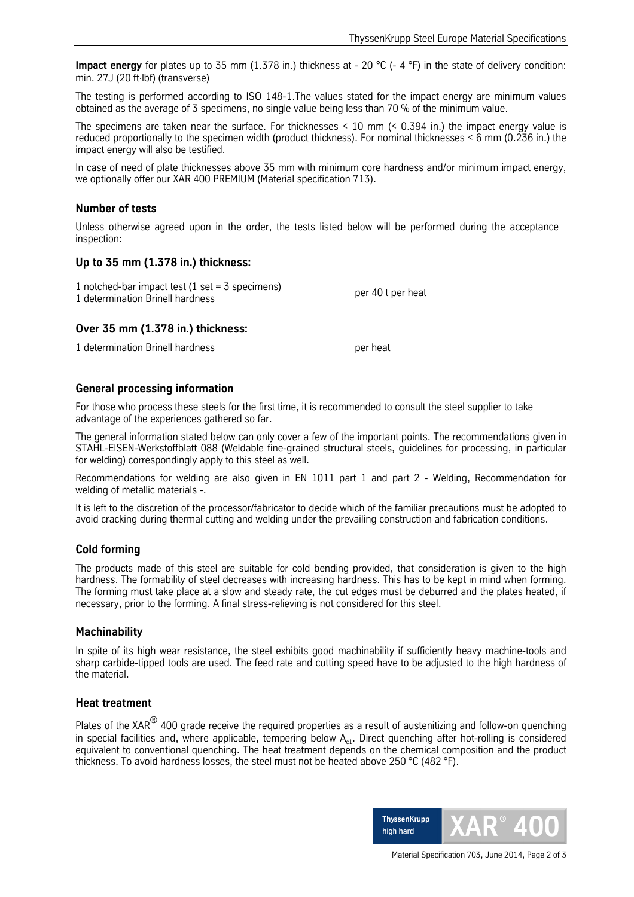**Impact energy** for plates up to 35 mm (1.378 in.) thickness at - 20 °C (- 4 °F) in the state of delivery condition: min. 27J (20 ft·lbf) (transverse)

The testing is performed according to ISO 148-1.The values stated for the impact energy are minimum values obtained as the average of 3 specimens, no single value being less than 70 % of the minimum value.

The specimens are taken near the surface. For thicknesses < 10 mm (< 0.394 in.) the impact energy value is reduced proportionally to the specimen width (product thickness). For nominal thicknesses < 6 mm (0.236 in.) the impact energy will also be testified.

In case of need of plate thicknesses above 35 mm with minimum core hardness and/or minimum impact energy, we optionally offer our XAR 400 PREMIUM (Material specification 713).

## Number of tests

Unless otherwise agreed upon in the order, the tests listed below will be performed during the acceptance inspection:

### Up to 35 mm (1.378 in.) thickness:

| | |
|---|---|
| 1 notched-bar impact test (1 set = 3 specimens)<br>1 determination Brinell hardness | per 40 t per heat |

### Over 35 mm (1.378 in.) thickness:

| | |
|---|---|
| 1 determination Brinell hardness | per heat |

## General processing information

For those who process these steels for the first time, it is recommended to consult the steel supplier to take advantage of the experiences gathered so far.

The general information stated below can only cover a few of the important points. The recommendations given in STAHL-EISEN-Werkstoffblatt 088 (Weldable fine-grained structural steels, guidelines for processing, in particular for welding) correspondingly apply to this steel as well.

Recommendations for welding are also given in EN 1011 part 1 and part 2 - Welding, Recommendation for welding of metallic materials -.

It is left to the discretion of the processor/fabricator to decide which of the familiar precautions must be adopted to avoid cracking during thermal cutting and welding under the prevailing construction and fabrication conditions.

## Cold forming

The products made of this steel are suitable for cold bending provided, that consideration is given to the high hardness. The formability of steel decreases with increasing hardness. This has to be kept in mind when forming. The forming must take place at a slow and steady rate, the cut edges must be deburred and the plates heated, if necessary, prior to the forming. A final stress-relieving is not considered for this steel.

## Machinability

In spite of its high wear resistance, the steel exhibits good machinability if sufficiently heavy machine-tools and sharp carbide-tipped tools are used. The feed rate and cutting speed have to be adjusted to the high hardness of the material.

## Heat treatment

Plates of the XAR® 400 grade receive the required properties as a result of austenitizing and follow-on quenching in special facilities and, where applicable, tempering below $A_{c1}$. Direct quenching after hot-rolling is considered equivalent to conventional quenching. The heat treatment depends on the chemical composition and the product thickness. To avoid hardness losses, the steel must not be heated above 250 °C (482 °F).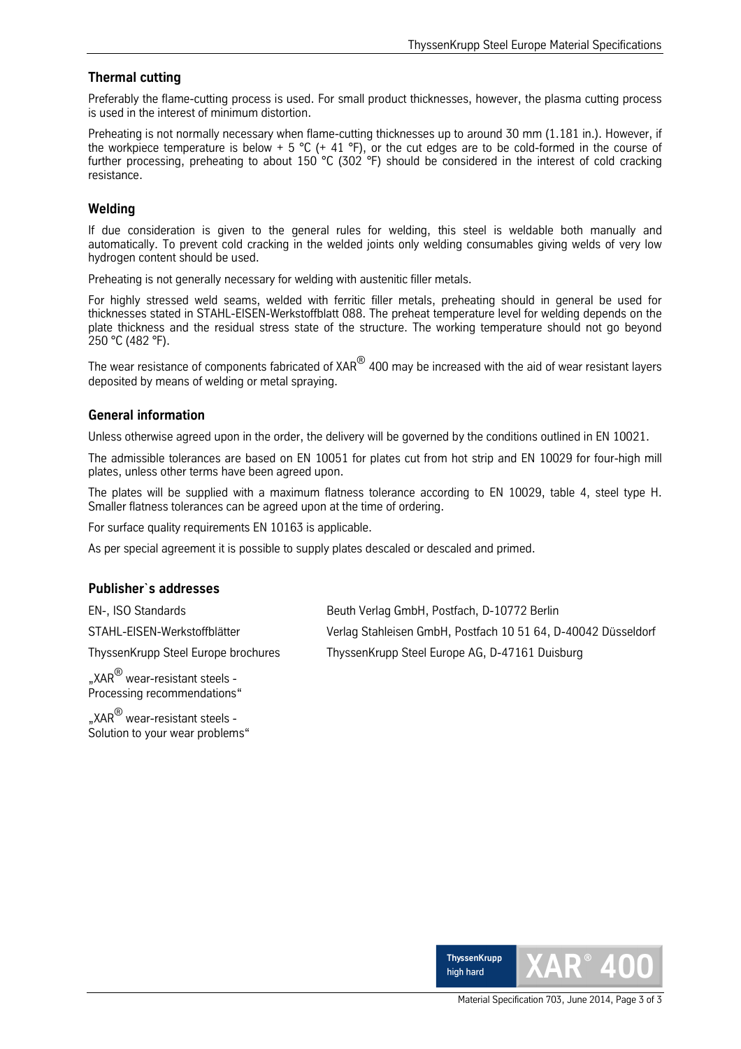## Thermal cutting

Preferably the flame-cutting process is used. For small product thicknesses, however, the plasma cutting process is used in the interest of minimum distortion.

Preheating is not normally necessary when flame-cutting thicknesses up to around 30 mm (1.181 in.). However, if the workpiece temperature is below + 5 °C (+ 41 °F), or the cut edges are to be cold-formed in the course of further processing, preheating to about 150 °C (302 °F) should be considered in the interest of cold cracking resistance.

## Welding

If due consideration is given to the general rules for welding, this steel is weldable both manually and automatically. To prevent cold cracking in the welded joints only welding consumables giving welds of very low hydrogen content should be used.

Preheating is not generally necessary for welding with austenitic filler metals.

For highly stressed weld seams, welded with ferritic filler metals, preheating should in general be used for thicknesses stated in STAHL-EISEN-Werkstoffblatt 088. The preheat temperature level for welding depends on the plate thickness and the residual stress state of the structure. The working temperature should not go beyond 250 °C (482 °F).

The wear resistance of components fabricated of XAR® 400 may be increased with the aid of wear resistant layers deposited by means of welding or metal spraying.

## General information

Unless otherwise agreed upon in the order, the delivery will be governed by the conditions outlined in EN 10021.

The admissible tolerances are based on EN 10051 for plates cut from hot strip and EN 10029 for four-high mill plates, unless other terms have been agreed upon.

The plates will be supplied with a maximum flatness tolerance according to EN 10029, table 4, steel type H. Smaller flatness tolerances can be agreed upon at the time of ordering.

For surface quality requirements EN 10163 is applicable.

As per special agreement it is possible to supply plates descaled or descaled and primed.

## Publisher`s addresses

| | |
|---|---|
| EN-, ISO Standards | Beuth Verlag GmbH, Postfach, D-10772 Berlin |
| STAHL-EISEN-Werkstoffblätter | Verlag Stahleisen GmbH, Postfach 10 51 64, D-40042 Düsseldorf |
| ThyssenKrupp Steel Europe brochures | ThyssenKrupp Steel Europe AG, D-47161 Duisburg |

„XAR® wear-resistant steels - Processing recommendations“

„XAR® wear-resistant steels - Solution to your wear problems“

ThyssenKrupp high hard XAR® 400